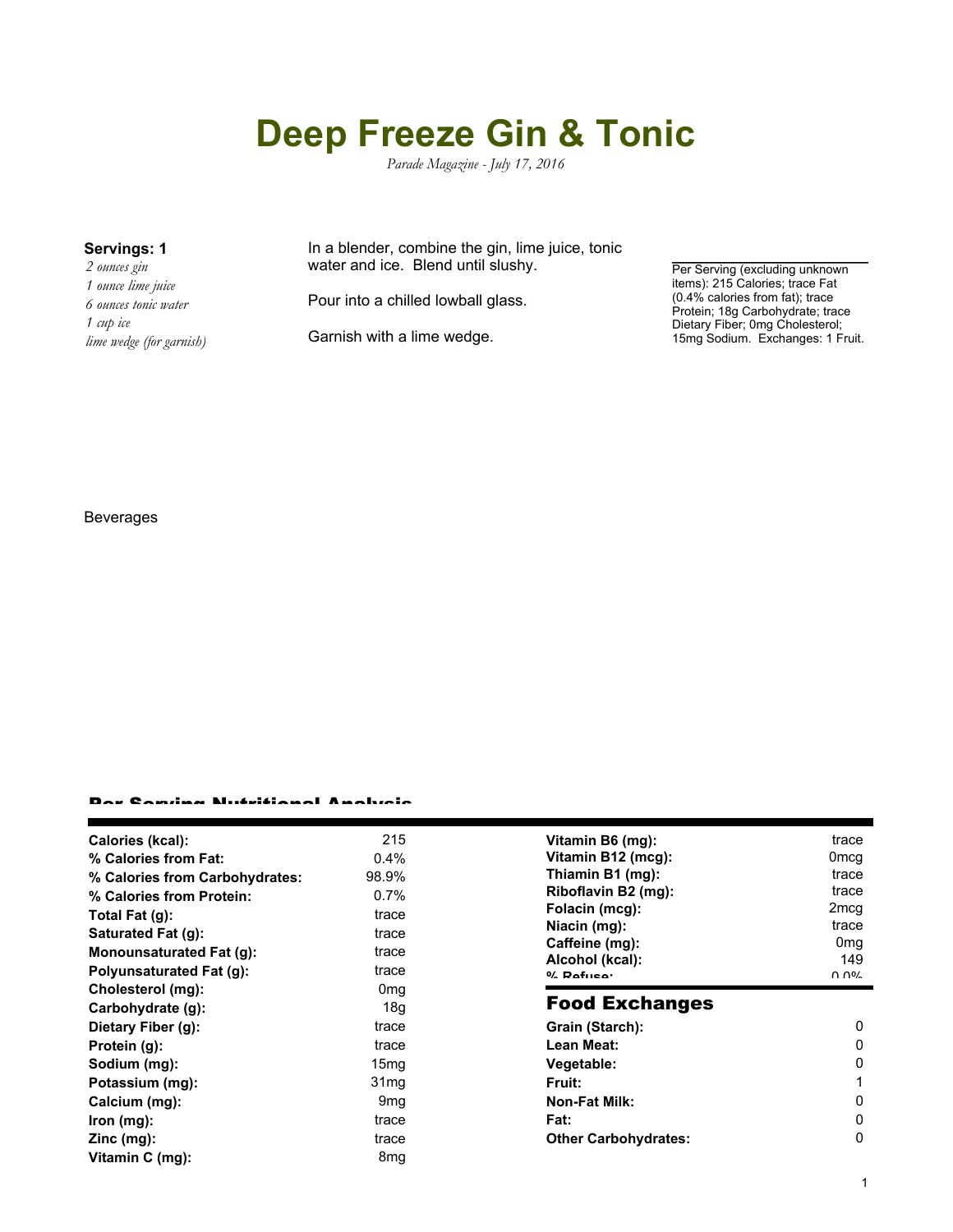# Deep Freeze Gin & Tonic

*Parade Magazine - July 17, 2016*

**Servings: 1**

*2 ounces gin*
*1 ounce lime juice*
*6 ounces tonic water*
*1 cup ice*
*lime wedge (for garnish)*

In a blender, combine the gin, lime juice, tonic water and ice. Blend until slushy.

Pour into a chilled lowball glass.

Garnish with a lime wedge.

Per Serving (excluding unknown items): 215 Calories; trace Fat (0.4% calories from fat); trace Protein; 18g Carbohydrate; trace Dietary Fiber; 0mg Cholesterol; 15mg Sodium. Exchanges: 1 Fruit.

Beverages

## Per Serving Nutritional Analysis

| | |
|---|---|
| **Calories (kcal):** | 215 |
| **% Calories from Fat:** | 0.4% |
| **% Calories from Carbohydrates:** | 98.9% |
| **% Calories from Protein:** | 0.7% |
| **Total Fat (g):** | trace |
| **Saturated Fat (g):** | trace |
| **Monounsaturated Fat (g):** | trace |
| **Polyunsaturated Fat (g):** | trace |
| **Cholesterol (mg):** | 0mg |
| **Carbohydrate (g):** | 18g |
| **Dietary Fiber (g):** | trace |
| **Protein (g):** | trace |
| **Sodium (mg):** | 15mg |
| **Potassium (mg):** | 31mg |
| **Calcium (mg):** | 9mg |
| **Iron (mg):** | trace |
| **Zinc (mg):** | trace |
| **Vitamin C (mg):** | 8mg |
| **Vitamin B6 (mg):** | trace |
| **Vitamin B12 (mcg):** | 0mcg |
| **Thiamin B1 (mg):** | trace |
| **Riboflavin B2 (mg):** | trace |
| **Folacin (mcg):** | 2mcg |
| **Niacin (mg):** | trace |
| **Caffeine (mg):** | 0mg |
| **Alcohol (kcal):** | 149 |
| **% Refuse:** | 0.0% |

## Food Exchanges

| | |
|---|---|
| **Grain (Starch):** | 0 |
| **Lean Meat:** | 0 |
| **Vegetable:** | 0 |
| **Fruit:** | 1 |
| **Non-Fat Milk:** | 0 |
| **Fat:** | 0 |
| **Other Carbohydrates:** | 0 |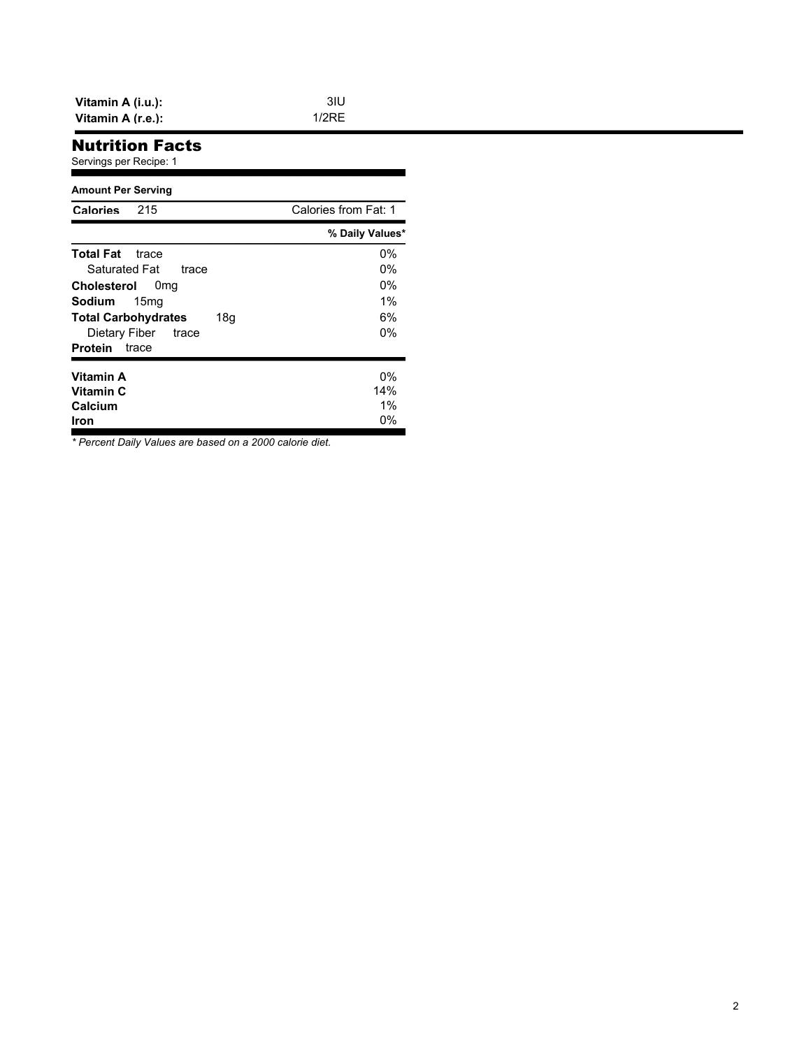| | |
|---|---|
| **Vitamin A (i.u.):** | 3IU |
| **Vitamin A (r.e.):** | 1/2RE |

## Nutrition Facts

Servings per Recipe: 1

**Amount Per Serving**

| **Calories** 215 | Calories from Fat: 1 |
|---|---|
| | **% Daily Values*** |
| **Total Fat** trace | 0% |
| Saturated Fat trace | 0% |
| **Cholesterol** 0mg | 0% |
| **Sodium** 15mg | 1% |
| **Total Carbohydrates** 18g | 6% |
| Dietary Fiber trace | 0% |
| **Protein** trace | |
| **Vitamin A** | 0% |
| **Vitamin C** | 14% |
| **Calcium** | 1% |
| **Iron** | 0% |

*\* Percent Daily Values are based on a 2000 calorie diet.*